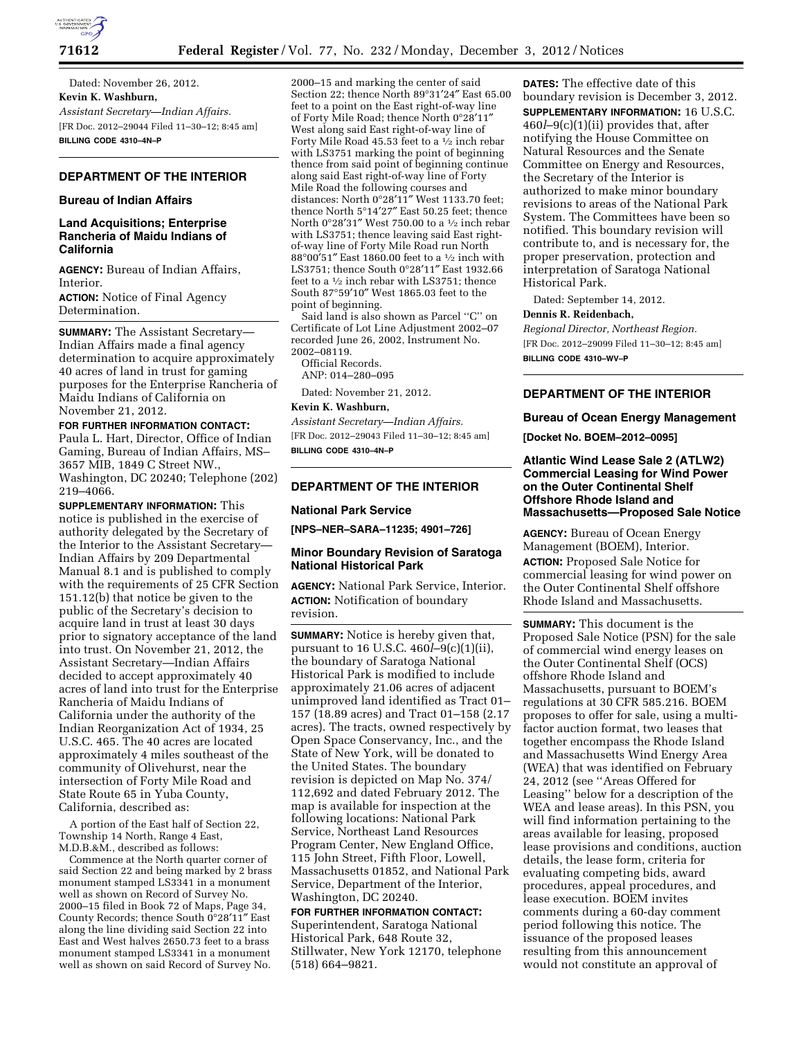Dated: November 26, 2012.

**Kevin K. Washburn,**

*Assistant Secretary—Indian Affairs.*

[FR Doc. 2012–29044 Filed 11–30–12; 8:45 am]

**BILLING CODE 4310–4N–P**

## DEPARTMENT OF THE INTERIOR

### Bureau of Indian Affairs

### Land Acquisitions; Enterprise Rancheria of Maidu Indians of California

**AGENCY:** Bureau of Indian Affairs, Interior.

**ACTION:** Notice of Final Agency Determination.

**SUMMARY:** The Assistant Secretary—Indian Affairs made a final agency determination to acquire approximately 40 acres of land in trust for gaming purposes for the Enterprise Rancheria of Maidu Indians of California on November 21, 2012.

**FOR FURTHER INFORMATION CONTACT:** Paula L. Hart, Director, Office of Indian Gaming, Bureau of Indian Affairs, MS–3657 MIB, 1849 C Street NW., Washington, DC 20240; Telephone (202) 219–4066.

**SUPPLEMENTARY INFORMATION:** This notice is published in the exercise of authority delegated by the Secretary of the Interior to the Assistant Secretary—Indian Affairs by 209 Departmental Manual 8.1 and is published to comply with the requirements of 25 CFR Section 151.12(b) that notice be given to the public of the Secretary's decision to acquire land in trust at least 30 days prior to signatory acceptance of the land into trust. On November 21, 2012, the Assistant Secretary—Indian Affairs decided to accept approximately 40 acres of land into trust for the Enterprise Rancheria of Maidu Indians of California under the authority of the Indian Reorganization Act of 1934, 25 U.S.C. 465. The 40 acres are located approximately 4 miles southeast of the community of Olivehurst, near the intersection of Forty Mile Road and State Route 65 in Yuba County, California, described as:

A portion of the East half of Section 22, Township 14 North, Range 4 East, M.D.B.&M., described as follows:

Commence at the North quarter corner of said Section 22 and being marked by 2 brass monument stamped LS3341 in a monument well as shown on Record of Survey No. 2000–15 filed in Book 72 of Maps, Page 34, County Records; thence South 0°28′11″ East along the line dividing said Section 22 into East and West halves 2650.73 feet to a brass monument stamped LS3341 in a monument well as shown on said Record of Survey No. 2000–15 and marking the center of said Section 22; thence North 89°31′24″ East 65.00 feet to a point on the East right-of-way line of Forty Mile Road; thence North 0°28′11″ West along said East right-of-way line of Forty Mile Road 45.53 feet to a ½ inch rebar with LS3751 marking the point of beginning thence from said point of beginning continue along said East right-of-way line of Forty Mile Road the following courses and distances: North 0°28′11″ West 1133.70 feet; thence North 5°14′27″ East 50.25 feet; thence North 0°28′31″ West 750.00 to a ½ inch rebar with LS3751; thence leaving said East right-of-way line of Forty Mile Road run North 88°00′51″ East 1860.00 feet to a ½ inch with LS3751; thence South 0°28′11″ East 1932.66 feet to a ½ inch rebar with LS3751; thence South 87°59′10″ West 1865.03 feet to the point of beginning.

Said land is also shown as Parcel ''C'' on Certificate of Lot Line Adjustment 2002–07 recorded June 26, 2002, Instrument No. 2002–08119.

Official Records.

ANP: 014–280–095

Dated: November 21, 2012.

**Kevin K. Washburn,**

*Assistant Secretary—Indian Affairs.*

[FR Doc. 2012–29043 Filed 11–30–12; 8:45 am]

**BILLING CODE 4310–4N–P**

## DEPARTMENT OF THE INTERIOR

### National Park Service

**[NPS–NER–SARA–11235; 4901–726]**

### Minor Boundary Revision of Saratoga National Historical Park

**AGENCY:** National Park Service, Interior.

**ACTION:** Notification of boundary revision.

**SUMMARY:** Notice is hereby given that, pursuant to 16 U.S.C. 460*l*–9(c)(1)(ii), the boundary of Saratoga National Historical Park is modified to include approximately 21.06 acres of adjacent unimproved land identified as Tract 01–157 (18.89 acres) and Tract 01–158 (2.17 acres). The tracts, owned respectively by Open Space Conservancy, Inc., and the State of New York, will be donated to the United States. The boundary revision is depicted on Map No. 374/112,692 and dated February 2012. The map is available for inspection at the following locations: National Park Service, Northeast Land Resources Program Center, New England Office, 115 John Street, Fifth Floor, Lowell, Massachusetts 01852, and National Park Service, Department of the Interior, Washington, DC 20240.

**FOR FURTHER INFORMATION CONTACT:** Superintendent, Saratoga National Historical Park, 648 Route 32, Stillwater, New York 12170, telephone (518) 664–9821.

**DATES:** The effective date of this boundary revision is December 3, 2012.

**SUPPLEMENTARY INFORMATION:** 16 U.S.C. 460*l*–9(c)(1)(ii) provides that, after notifying the House Committee on Natural Resources and the Senate Committee on Energy and Resources, the Secretary of the Interior is authorized to make minor boundary revisions to areas of the National Park System. The Committees have been so notified. This boundary revision will contribute to, and is necessary for, the proper preservation, protection and interpretation of Saratoga National Historical Park.

Dated: September 14, 2012.

**Dennis R. Reidenbach,**

*Regional Director, Northeast Region.*

[FR Doc. 2012–29099 Filed 11–30–12; 8:45 am]

**BILLING CODE 4310–WV–P**

## DEPARTMENT OF THE INTERIOR

### Bureau of Ocean Energy Management

**[Docket No. BOEM–2012–0095]**

### Atlantic Wind Lease Sale 2 (ATLW2) Commercial Leasing for Wind Power on the Outer Continental Shelf Offshore Rhode Island and Massachusetts—Proposed Sale Notice

**AGENCY:** Bureau of Ocean Energy Management (BOEM), Interior.

**ACTION:** Proposed Sale Notice for commercial leasing for wind power on the Outer Continental Shelf offshore Rhode Island and Massachusetts.

**SUMMARY:** This document is the Proposed Sale Notice (PSN) for the sale of commercial wind energy leases on the Outer Continental Shelf (OCS) offshore Rhode Island and Massachusetts, pursuant to BOEM's regulations at 30 CFR 585.216. BOEM proposes to offer for sale, using a multi-factor auction format, two leases that together encompass the Rhode Island and Massachusetts Wind Energy Area (WEA) that was identified on February 24, 2012 (see ''Areas Offered for Leasing'' below for a description of the WEA and lease areas). In this PSN, you will find information pertaining to the areas available for leasing, proposed lease provisions and conditions, auction details, the lease form, criteria for evaluating competing bids, award procedures, appeal procedures, and lease execution. BOEM invites comments during a 60-day comment period following this notice. The issuance of the proposed leases resulting from this announcement would not constitute an approval of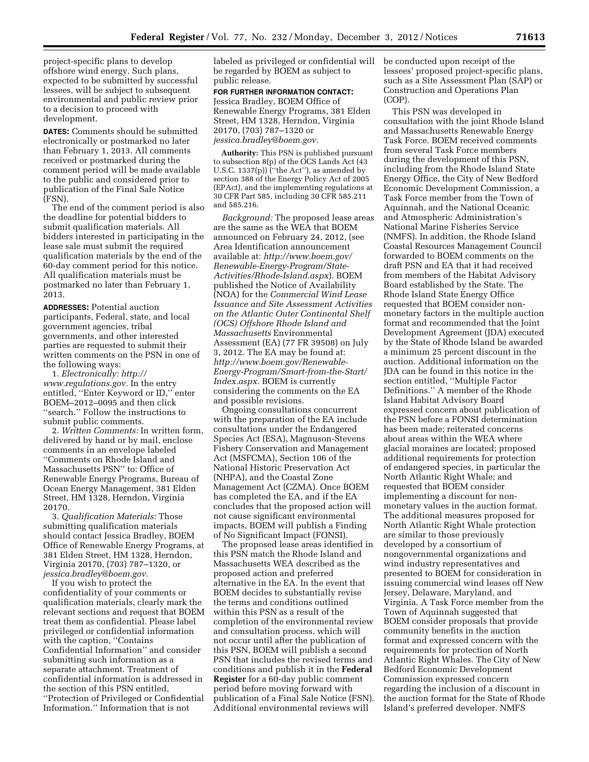project-specific plans to develop offshore wind energy. Such plans, expected to be submitted by successful lessees, will be subject to subsequent environmental and public review prior to a decision to proceed with development.

**DATES:** Comments should be submitted electronically or postmarked no later than February 1, 2013. All comments received or postmarked during the comment period will be made available to the public and considered prior to publication of the Final Sale Notice (FSN).

The end of the comment period is also the deadline for potential bidders to submit qualification materials. All bidders interested in participating in the lease sale must submit the required qualification materials by the end of the 60-day comment period for this notice. All qualification materials must be postmarked no later than February 1, 2013.

**ADDRESSES:** Potential auction participants, Federal, state, and local government agencies, tribal governments, and other interested parties are requested to submit their written comments on the PSN in one of the following ways:

1. *Electronically: http://www.regulations.gov.* In the entry entitled, ''Enter Keyword or ID,'' enter BOEM–2012–0095 and then click ''search.'' Follow the instructions to submit public comments.

2. *Written Comments:* In written form, delivered by hand or by mail, enclose comments in an envelope labeled ''Comments on Rhode Island and Massachusetts PSN'' to: Office of Renewable Energy Programs, Bureau of Ocean Energy Management, 381 Elden Street, HM 1328, Herndon, Virginia 20170.

3. *Qualification Materials:* Those submitting qualification materials should contact Jessica Bradley, BOEM Office of Renewable Energy Programs, at 381 Elden Street, HM 1328, Herndon, Virginia 20170, (703) 787–1320, or *jessica.bradley@boem.gov.*

If you wish to protect the confidentiality of your comments or qualification materials, clearly mark the relevant sections and request that BOEM treat them as confidential. Please label privileged or confidential information with the caption, ''Contains Confidential Information'' and consider submitting such information as a separate attachment. Treatment of confidential information is addressed in the section of this PSN entitled, ''Protection of Privileged or Confidential Information.'' Information that is not labeled as privileged or confidential will be regarded by BOEM as subject to public release.

**FOR FURTHER INFORMATION CONTACT:** Jessica Bradley, BOEM Office of Renewable Energy Programs, 381 Elden Street, HM 1328, Herndon, Virginia 20170, (703) 787–1320 or *jessica.bradley@boem.gov.*

**Authority:** This PSN is published pursuant to subsection 8(p) of the OCS Lands Act (43 U.S.C. 1337(p)) (''the Act''), as amended by section 388 of the Energy Policy Act of 2005 (EPAct), and the implementing regulations at 30 CFR Part 585, including 30 CFR 585.211 and 585.216.

*Background:* The proposed lease areas are the same as the WEA that BOEM announced on February 24, 2012, (see Area Identification announcement available at: *http://www.boem.gov/Renewable-Energy-Program/State-Activities/Rhode-Island.aspx*). BOEM published the Notice of Availability (NOA) for the *Commercial Wind Lease Issuance and Site Assessment Activities on the Atlantic Outer Continental Shelf (OCS) Offshore Rhode Island and Massachusetts* Environmental Assessment (EA) (77 FR 39508) on July 3, 2012. The EA may be found at: *http://www.boem.gov/Renewable-Energy-Program/Smart-from-the-Start/Index.aspx.* BOEM is currently considering the comments on the EA and possible revisions.

Ongoing consultations concurrent with the preparation of the EA include consultations under the Endangered Species Act (ESA), Magnuson-Stevens Fishery Conservation and Management Act (MSFCMA), Section 106 of the National Historic Preservation Act (NHPA), and the Coastal Zone Management Act (CZMA). Once BOEM has completed the EA, and if the EA concludes that the proposed action will not cause significant environmental impacts, BOEM will publish a Finding of No Significant Impact (FONSI).

The proposed lease areas identified in this PSN match the Rhode Island and Massachusetts WEA described as the proposed action and preferred alternative in the EA. In the event that BOEM decides to substantially revise the terms and conditions outlined within this PSN as a result of the completion of the environmental review and consultation process, which will not occur until after the publication of this PSN, BOEM will publish a second PSN that includes the revised terms and conditions and publish it in the **Federal Register** for a 60-day public comment period before moving forward with publication of a Final Sale Notice (FSN). Additional environmental reviews will be conducted upon receipt of the lessees' proposed project-specific plans, such as a Site Assessment Plan (SAP) or Construction and Operations Plan (COP).

This PSN was developed in consultation with the joint Rhode Island and Massachusetts Renewable Energy Task Force. BOEM received comments from several Task Force members during the development of this PSN, including from the Rhode Island State Energy Office, the City of New Bedford Economic Development Commission, a Task Force member from the Town of Aquinnah, and the National Oceanic and Atmospheric Administration's National Marine Fisheries Service (NMFS). In addition, the Rhode Island Coastal Resources Management Council forwarded to BOEM comments on the draft PSN and EA that it had received from members of the Habitat Advisory Board established by the State. The Rhode Island State Energy Office requested that BOEM consider non-monetary factors in the multiple auction format and recommended that the Joint Development Agreement (JDA) executed by the State of Rhode Island be awarded a minimum 25 percent discount in the auction. Additional information on the JDA can be found in this notice in the section entitled, ''Multiple Factor Definitions.'' A member of the Rhode Island Habitat Advisory Board expressed concern about publication of the PSN before a FONSI determination has been made; reiterated concerns about areas within the WEA where glacial moraines are located; proposed additional requirements for protection of endangered species, in particular the North Atlantic Right Whale; and requested that BOEM consider implementing a discount for non-monetary values in the auction format. The additional measures proposed for North Atlantic Right Whale protection are similar to those previously developed by a consortium of nongovernmental organizations and wind industry representatives and presented to BOEM for consideration in issuing commercial wind leases off New Jersey, Delaware, Maryland, and Virginia. A Task Force member from the Town of Aquinnah suggested that BOEM consider proposals that provide community benefits in the auction format and expressed concern with the requirements for protection of North Atlantic Right Whales. The City of New Bedford Economic Development Commission expressed concern regarding the inclusion of a discount in the auction format for the State of Rhode Island's preferred developer. NMFS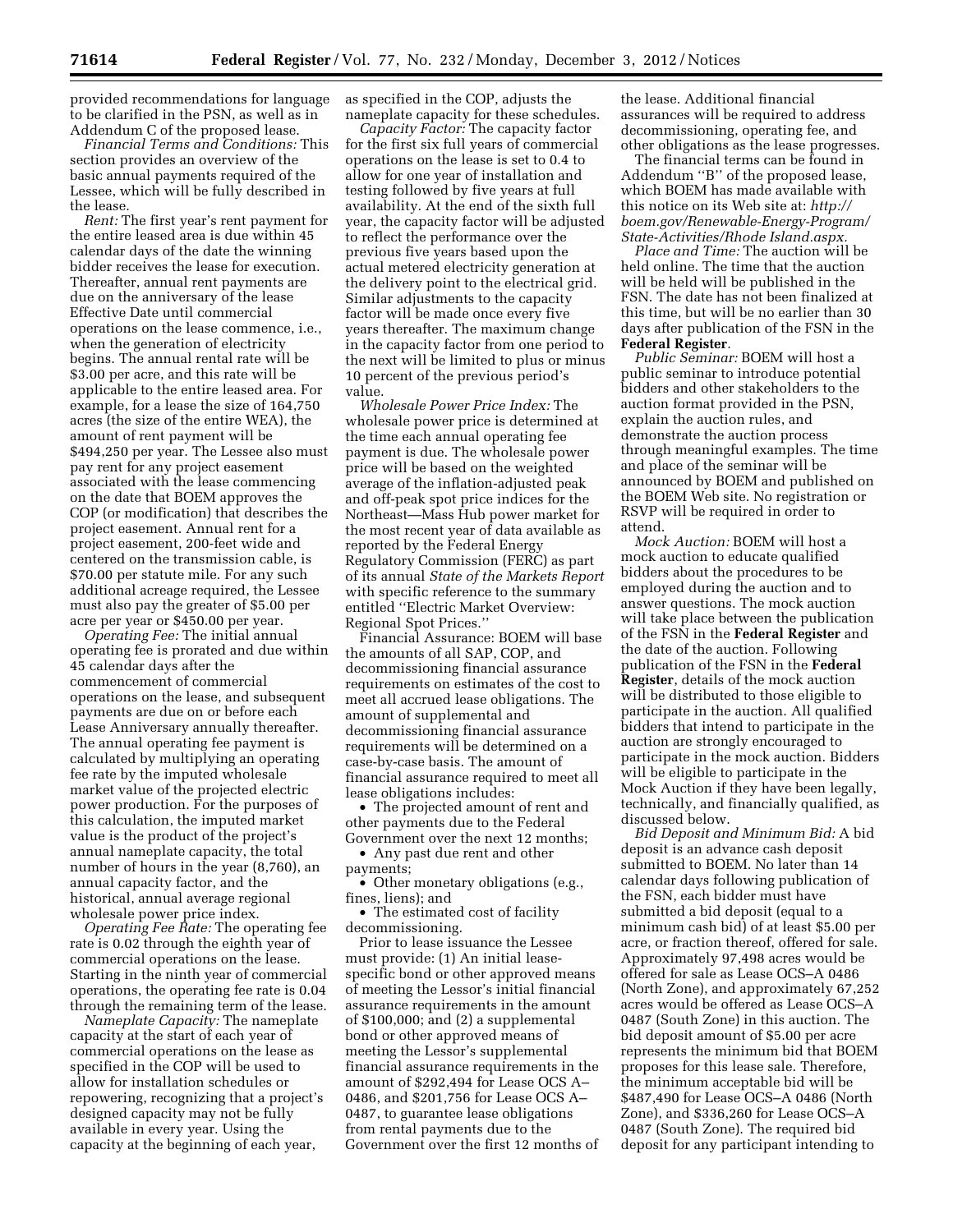provided recommendations for language to be clarified in the PSN, as well as in Addendum C of the proposed lease.

*Financial Terms and Conditions:* This section provides an overview of the basic annual payments required of the Lessee, which will be fully described in the lease.

*Rent:* The first year's rent payment for the entire leased area is due within 45 calendar days of the date the winning bidder receives the lease for execution. Thereafter, annual rent payments are due on the anniversary of the lease Effective Date until commercial operations on the lease commence, i.e., when the generation of electricity begins. The annual rental rate will be $3.00 per acre, and this rate will be applicable to the entire leased area. For example, for a lease the size of 164,750 acres (the size of the entire WEA), the amount of rent payment will be $494,250 per year. The Lessee also must pay rent for any project easement associated with the lease commencing on the date that BOEM approves the COP (or modification) that describes the project easement. Annual rent for a project easement, 200-feet wide and centered on the transmission cable, is $70.00 per statute mile. For any such additional acreage required, the Lessee must also pay the greater of $5.00 per acre per year or $450.00 per year.

*Operating Fee:* The initial annual operating fee is prorated and due within 45 calendar days after the commencement of commercial operations on the lease, and subsequent payments are due on or before each Lease Anniversary annually thereafter. The annual operating fee payment is calculated by multiplying an operating fee rate by the imputed wholesale market value of the projected electric power production. For the purposes of this calculation, the imputed market value is the product of the project's annual nameplate capacity, the total number of hours in the year (8,760), an annual capacity factor, and the historical, annual average regional wholesale power price index.

*Operating Fee Rate:* The operating fee rate is 0.02 through the eighth year of commercial operations on the lease. Starting in the ninth year of commercial operations, the operating fee rate is 0.04 through the remaining term of the lease.

*Nameplate Capacity:* The nameplate capacity at the start of each year of commercial operations on the lease as specified in the COP will be used to allow for installation schedules or repowering, recognizing that a project's designed capacity may not be fully available in every year. Using the capacity at the beginning of each year, as specified in the COP, adjusts the nameplate capacity for these schedules.

*Capacity Factor:* The capacity factor for the first six full years of commercial operations on the lease is set to 0.4 to allow for one year of installation and testing followed by five years at full availability. At the end of the sixth full year, the capacity factor will be adjusted to reflect the performance over the previous five years based upon the actual metered electricity generation at the delivery point to the electrical grid. Similar adjustments to the capacity factor will be made once every five years thereafter. The maximum change in the capacity factor from one period to the next will be limited to plus or minus 10 percent of the previous period's value.

*Wholesale Power Price Index:* The wholesale power price is determined at the time each annual operating fee payment is due. The wholesale power price will be based on the weighted average of the inflation-adjusted peak and off-peak spot price indices for the Northeast—Mass Hub power market for the most recent year of data available as reported by the Federal Energy Regulatory Commission (FERC) as part of its annual *State of the Markets Report* with specific reference to the summary entitled ''Electric Market Overview: Regional Spot Prices.''

Financial Assurance: BOEM will base the amounts of all SAP, COP, and decommissioning financial assurance requirements on estimates of the cost to meet all accrued lease obligations. The amount of supplemental and decommissioning financial assurance requirements will be determined on a case-by-case basis. The amount of financial assurance required to meet all lease obligations includes:

- The projected amount of rent and other payments due to the Federal Government over the next 12 months;
- Any past due rent and other payments;
- Other monetary obligations (e.g., fines, liens); and
- The estimated cost of facility decommissioning.

Prior to lease issuance the Lessee must provide: (1) An initial lease-specific bond or other approved means of meeting the Lessor's initial financial assurance requirements in the amount of $100,000; and (2) a supplemental bond or other approved means of meeting the Lessor's supplemental financial assurance requirements in the amount of $292,494 for Lease OCS A–0486, and $201,756 for Lease OCS A–0487, to guarantee lease obligations from rental payments due to the Government over the first 12 months of the lease. Additional financial assurances will be required to address decommissioning, operating fee, and other obligations as the lease progresses.

The financial terms can be found in Addendum ''B'' of the proposed lease, which BOEM has made available with this notice on its Web site at: *http://boem.gov/Renewable-Energy-Program/State-Activities/Rhode Island.aspx.*

*Place and Time:* The auction will be held online. The time that the auction will be held will be published in the FSN. The date has not been finalized at this time, but will be no earlier than 30 days after publication of the FSN in the **Federal Register**.

*Public Seminar:* BOEM will host a public seminar to introduce potential bidders and other stakeholders to the auction format provided in the PSN, explain the auction rules, and demonstrate the auction process through meaningful examples. The time and place of the seminar will be announced by BOEM and published on the BOEM Web site. No registration or RSVP will be required in order to attend.

*Mock Auction:* BOEM will host a mock auction to educate qualified bidders about the procedures to be employed during the auction and to answer questions. The mock auction will take place between the publication of the FSN in the **Federal Register** and the date of the auction. Following publication of the FSN in the **Federal Register**, details of the mock auction will be distributed to those eligible to participate in the auction. All qualified bidders that intend to participate in the auction are strongly encouraged to participate in the mock auction. Bidders will be eligible to participate in the Mock Auction if they have been legally, technically, and financially qualified, as discussed below.

*Bid Deposit and Minimum Bid:* A bid deposit is an advance cash deposit submitted to BOEM. No later than 14 calendar days following publication of the FSN, each bidder must have submitted a bid deposit (equal to a minimum cash bid) of at least $5.00 per acre, or fraction thereof, offered for sale. Approximately 97,498 acres would be offered for sale as Lease OCS–A 0486 (North Zone), and approximately 67,252 acres would be offered as Lease OCS–A 0487 (South Zone) in this auction. The bid deposit amount of $5.00 per acre represents the minimum bid that BOEM proposes for this lease sale. Therefore, the minimum acceptable bid will be $487,490 for Lease OCS–A 0486 (North Zone), and $336,260 for Lease OCS–A 0487 (South Zone). The required bid deposit for any participant intending to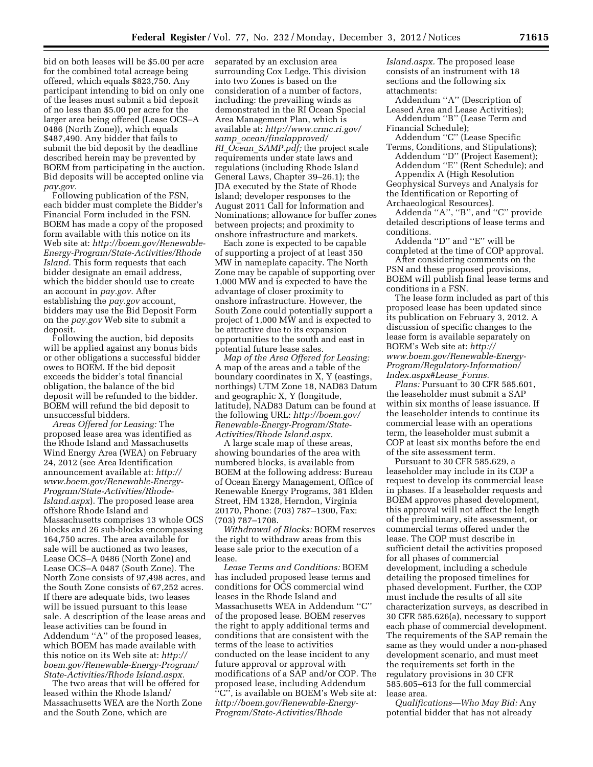bid on both leases will be $5.00 per acre for the combined total acreage being offered, which equals $823,750. Any participant intending to bid on only one of the leases must submit a bid deposit of no less than $5.00 per acre for the larger area being offered (Lease OCS–A 0486 (North Zone)), which equals $487,490. Any bidder that fails to submit the bid deposit by the deadline described herein may be prevented by BOEM from participating in the auction. Bid deposits will be accepted online via *pay.gov.*

Following publication of the FSN, each bidder must complete the Bidder's Financial Form included in the FSN. BOEM has made a copy of the proposed form available with this notice on its Web site at: *http://boem.gov/Renewable-Energy-Program/State-Activities/Rhode Island.* This form requests that each bidder designate an email address, which the bidder should use to create an account in *pay.gov.* After establishing the *pay.gov* account, bidders may use the Bid Deposit Form on the *pay.gov* Web site to submit a deposit.

Following the auction, bid deposits will be applied against any bonus bids or other obligations a successful bidder owes to BOEM. If the bid deposit exceeds the bidder's total financial obligation, the balance of the bid deposit will be refunded to the bidder. BOEM will refund the bid deposit to unsuccessful bidders.

*Areas Offered for Leasing:* The proposed lease area was identified as the Rhode Island and Massachusetts Wind Energy Area (WEA) on February 24, 2012 (see Area Identification announcement available at: *http://www.boem.gov/Renewable-Energy-Program/State-Activities/Rhode-Island.aspx*). The proposed lease area offshore Rhode Island and Massachusetts comprises 13 whole OCS blocks and 26 sub-blocks encompassing 164,750 acres. The area available for sale will be auctioned as two leases, Lease OCS–A 0486 (North Zone) and Lease OCS–A 0487 (South Zone). The North Zone consists of 97,498 acres, and the South Zone consists of 67,252 acres. If there are adequate bids, two leases will be issued pursuant to this lease sale. A description of the lease areas and lease activities can be found in Addendum "A" of the proposed leases, which BOEM has made available with this notice on its Web site at: *http://boem.gov/Renewable-Energy-Program/State-Activities/Rhode Island.aspx.*

The two areas that will be offered for leased within the Rhode Island/Massachusetts WEA are the North Zone and the South Zone, which are separated by an exclusion area surrounding Cox Ledge. This division into two Zones is based on the consideration of a number of factors, including: the prevailing winds as demonstrated in the RI Ocean Special Area Management Plan, which is available at: *http://www.crmc.ri.gov/samp_ocean/finalapproved/RI_Ocean_SAMP.pdf;* the project scale requirements under state laws and regulations (including Rhode Island General Laws, Chapter 39–26.1); the JDA executed by the State of Rhode Island; developer responses to the August 2011 Call for Information and Nominations; allowance for buffer zones between projects; and proximity to onshore infrastructure and markets.

Each zone is expected to be capable of supporting a project of at least 350 MW in nameplate capacity. The North Zone may be capable of supporting over 1,000 MW and is expected to have the advantage of closer proximity to onshore infrastructure. However, the South Zone could potentially support a project of 1,000 MW and is expected to be attractive due to its expansion opportunities to the south and east in potential future lease sales.

*Map of the Area Offered for Leasing:* A map of the areas and a table of the boundary coordinates in X, Y (eastings, northings) UTM Zone 18, NAD83 Datum and geographic X, Y (longitude, latitude), NAD83 Datum can be found at the following URL: *http://boem.gov/Renewable-Energy-Program/State-Activities/Rhode Island.aspx.*

A large scale map of these areas, showing boundaries of the area with numbered blocks, is available from BOEM at the following address: Bureau of Ocean Energy Management, Office of Renewable Energy Programs, 381 Elden Street, HM 1328, Herndon, Virginia 20170, Phone: (703) 787–1300, Fax: (703) 787–1708.

*Withdrawal of Blocks:* BOEM reserves the right to withdraw areas from this lease sale prior to the execution of a lease.

*Lease Terms and Conditions:* BOEM has included proposed lease terms and conditions for OCS commercial wind leases in the Rhode Island and Massachusetts WEA in Addendum "C" of the proposed lease. BOEM reserves the right to apply additional terms and conditions that are consistent with the terms of the lease to activities conducted on the lease incident to any future approval or approval with modifications of a SAP and/or COP. The proposed lease, including Addendum "C", is available on BOEM's Web site at: *http://boem.gov/Renewable-Energy-Program/State-Activities/Rhode Island.aspx.* The proposed lease consists of an instrument with 18 sections and the following six attachments:

Addendum "A" (Description of Leased Area and Lease Activities);
Addendum "B" (Lease Term and Financial Schedule);
Addendum "C" (Lease Specific Terms, Conditions, and Stipulations);
Addendum "D" (Project Easement);
Addendum "E" (Rent Schedule); and
Appendix A (High Resolution Geophysical Surveys and Analysis for the Identification or Reporting of Archaeological Resources).

Addenda "A", "B", and "C" provide detailed descriptions of lease terms and conditions.

Addenda "D" and "E" will be completed at the time of COP approval.

After considering comments on the PSN and these proposed provisions, BOEM will publish final lease terms and conditions in a FSN.

The lease form included as part of this proposed lease has been updated since its publication on February 3, 2012. A discussion of specific changes to the lease form is available separately on BOEM's Web site at: *http://www.boem.gov/Renewable-Energy-Program/Regulatory-Information/Index.aspx#Lease_Forms.*

*Plans:* Pursuant to 30 CFR 585.601, the leaseholder must submit a SAP within six months of lease issuance. If the leaseholder intends to continue its commercial lease with an operations term, the leaseholder must submit a COP at least six months before the end of the site assessment term.

Pursuant to 30 CFR 585.629, a leaseholder may include in its COP a request to develop its commercial lease in phases. If a leaseholder requests and BOEM approves phased development, this approval will not affect the length of the preliminary, site assessment, or commercial terms offered under the lease. The COP must describe in sufficient detail the activities proposed for all phases of commercial development, including a schedule detailing the proposed timelines for phased development. Further, the COP must include the results of all site characterization surveys, as described in 30 CFR 585.626(a), necessary to support each phase of commercial development. The requirements of the SAP remain the same as they would under a non-phased development scenario, and must meet the requirements set forth in the regulatory provisions in 30 CFR 585.605–613 for the full commercial lease area.

*Qualifications—Who May Bid:* Any potential bidder that has not already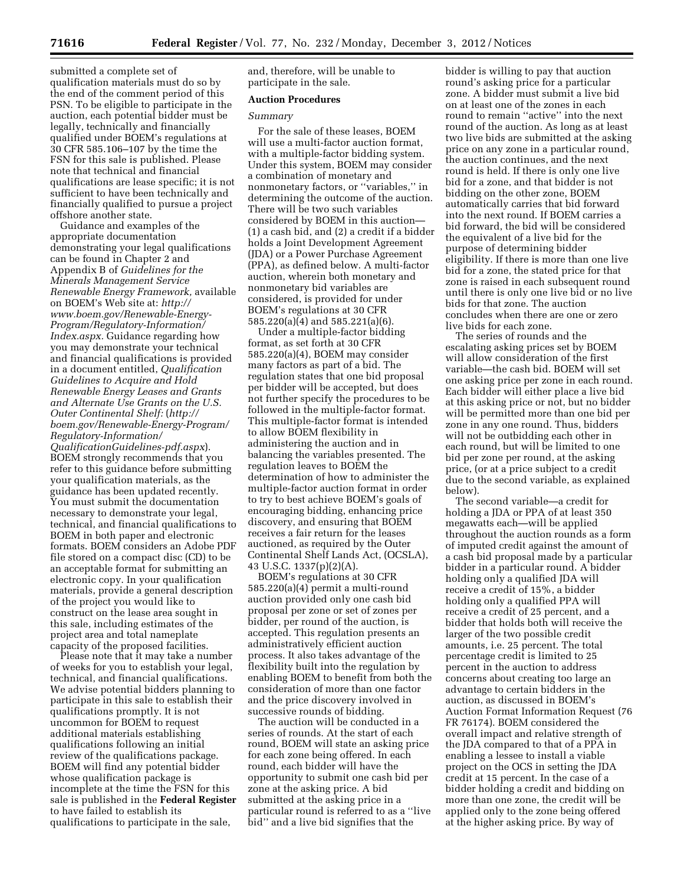submitted a complete set of qualification materials must do so by the end of the comment period of this PSN. To be eligible to participate in the auction, each potential bidder must be legally, technically and financially qualified under BOEM's regulations at 30 CFR 585.106–107 by the time the FSN for this sale is published. Please note that technical and financial qualifications are lease specific; it is not sufficient to have been technically and financially qualified to pursue a project offshore another state.

Guidance and examples of the appropriate documentation demonstrating your legal qualifications can be found in Chapter 2 and Appendix B of *Guidelines for the Minerals Management Service Renewable Energy Framework,* available on BOEM's Web site at: *http://www.boem.gov/Renewable-Energy-Program/Regulatory-Information/Index.aspx.* Guidance regarding how you may demonstrate your technical and financial qualifications is provided in a document entitled, *Qualification Guidelines to Acquire and Hold Renewable Energy Leases and Grants and Alternate Use Grants on the U.S. Outer Continental Shelf:* (*http://boem.gov/Renewable-Energy-Program/Regulatory-Information/QualificationGuidelines-pdf.aspx*). BOEM strongly recommends that you refer to this guidance before submitting your qualification materials, as the guidance has been updated recently. You must submit the documentation necessary to demonstrate your legal, technical, and financial qualifications to BOEM in both paper and electronic formats. BOEM considers an Adobe PDF file stored on a compact disc (CD) to be an acceptable format for submitting an electronic copy. In your qualification materials, provide a general description of the project you would like to construct on the lease area sought in this sale, including estimates of the project area and total nameplate capacity of the proposed facilities.

Please note that it may take a number of weeks for you to establish your legal, technical, and financial qualifications. We advise potential bidders planning to participate in this sale to establish their qualifications promptly. It is not uncommon for BOEM to request additional materials establishing qualifications following an initial review of the qualifications package. BOEM will find any potential bidder whose qualification package is incomplete at the time the FSN for this sale is published in the **Federal Register** to have failed to establish its qualifications to participate in the sale, and, therefore, will be unable to participate in the sale.

**Auction Procedures**

*Summary*

For the sale of these leases, BOEM will use a multi-factor auction format, with a multiple-factor bidding system. Under this system, BOEM may consider a combination of monetary and nonmonetary factors, or ''variables,'' in determining the outcome of the auction. There will be two such variables considered by BOEM in this auction—(1) a cash bid, and (2) a credit if a bidder holds a Joint Development Agreement (JDA) or a Power Purchase Agreement (PPA), as defined below. A multi-factor auction, wherein both monetary and nonmonetary bid variables are considered, is provided for under BOEM's regulations at 30 CFR 585.220(a)(4) and 585.221(a)(6).

Under a multiple-factor bidding format, as set forth at 30 CFR 585.220(a)(4), BOEM may consider many factors as part of a bid. The regulation states that one bid proposal per bidder will be accepted, but does not further specify the procedures to be followed in the multiple-factor format. This multiple-factor format is intended to allow BOEM flexibility in administering the auction and in balancing the variables presented. The regulation leaves to BOEM the determination of how to administer the multiple-factor auction format in order to try to best achieve BOEM's goals of encouraging bidding, enhancing price discovery, and ensuring that BOEM receives a fair return for the leases auctioned, as required by the Outer Continental Shelf Lands Act, (OCSLA), 43 U.S.C. 1337(p)(2)(A).

BOEM's regulations at 30 CFR 585.220(a)(4) permit a multi-round auction provided only one cash bid proposal per zone or set of zones per bidder, per round of the auction, is accepted. This regulation presents an administratively efficient auction process. It also takes advantage of the flexibility built into the regulation by enabling BOEM to benefit from both the consideration of more than one factor and the price discovery involved in successive rounds of bidding.

The auction will be conducted in a series of rounds. At the start of each round, BOEM will state an asking price for each zone being offered. In each round, each bidder will have the opportunity to submit one cash bid per zone at the asking price. A bid submitted at the asking price in a particular round is referred to as a ''live bid'' and a live bid signifies that the bidder is willing to pay that auction round's asking price for a particular zone. A bidder must submit a live bid on at least one of the zones in each round to remain ''active'' into the next round of the auction. As long as at least two live bids are submitted at the asking price on any zone in a particular round, the auction continues, and the next round is held. If there is only one live bid for a zone, and that bidder is not bidding on the other zone, BOEM automatically carries that bid forward into the next round. If BOEM carries a bid forward, the bid will be considered the equivalent of a live bid for the purpose of determining bidder eligibility. If there is more than one live bid for a zone, the stated price for that zone is raised in each subsequent round until there is only one live bid or no live bids for that zone. The auction concludes when there are one or zero live bids for each zone.

The series of rounds and the escalating asking prices set by BOEM will allow consideration of the first variable—the cash bid. BOEM will set one asking price per zone in each round. Each bidder will either place a live bid at this asking price or not, but no bidder will be permitted more than one bid per zone in any one round. Thus, bidders will not be outbidding each other in each round, but will be limited to one bid per zone per round, at the asking price, (or at a price subject to a credit due to the second variable, as explained below).

The second variable—a credit for holding a JDA or PPA of at least 350 megawatts each—will be applied throughout the auction rounds as a form of imputed credit against the amount of a cash bid proposal made by a particular bidder in a particular round. A bidder holding only a qualified JDA will receive a credit of 15%, a bidder holding only a qualified PPA will receive a credit of 25 percent, and a bidder that holds both will receive the larger of the two possible credit amounts, i.e. 25 percent. The total percentage credit is limited to 25 percent in the auction to address concerns about creating too large an advantage to certain bidders in the auction, as discussed in BOEM's Auction Format Information Request (76 FR 76174). BOEM considered the overall impact and relative strength of the JDA compared to that of a PPA in enabling a lessee to install a viable project on the OCS in setting the JDA credit at 15 percent. In the case of a bidder holding a credit and bidding on more than one zone, the credit will be applied only to the zone being offered at the higher asking price. By way of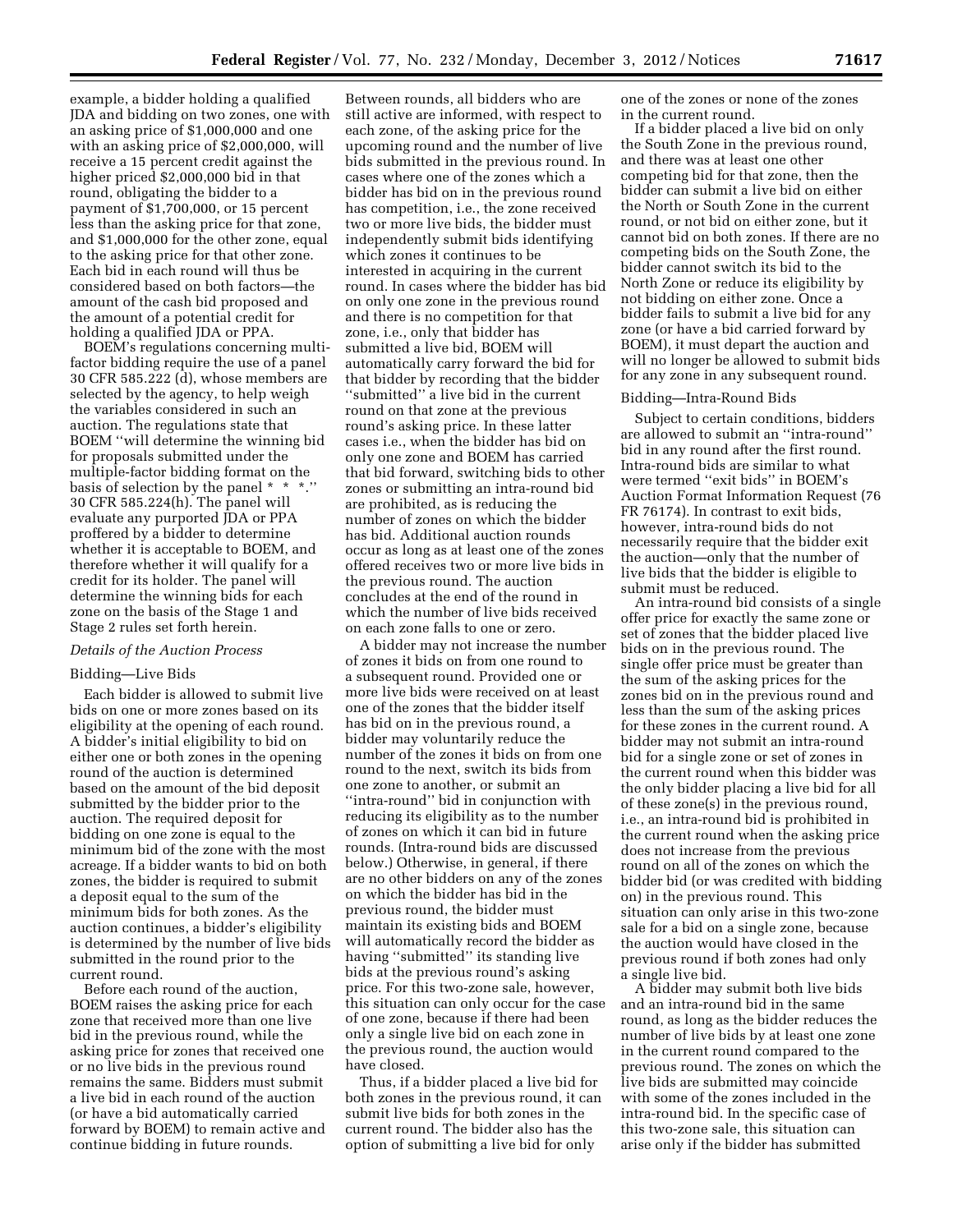example, a bidder holding a qualified JDA and bidding on two zones, one with an asking price of $1,000,000 and one with an asking price of $2,000,000, will receive a 15 percent credit against the higher priced $2,000,000 bid in that round, obligating the bidder to a payment of $1,700,000, or 15 percent less than the asking price for that zone, and $1,000,000 for the other zone, equal to the asking price for that other zone. Each bid in each round will thus be considered based on both factors—the amount of the cash bid proposed and the amount of a potential credit for holding a qualified JDA or PPA.

BOEM's regulations concerning multi-factor bidding require the use of a panel 30 CFR 585.222 (d), whose members are selected by the agency, to help weigh the variables considered in such an auction. The regulations state that BOEM "will determine the winning bid for proposals submitted under the multiple-factor bidding format on the basis of selection by the panel * * *." 30 CFR 585.224(h). The panel will evaluate any purported JDA or PPA proffered by a bidder to determine whether it is acceptable to BOEM, and therefore whether it will qualify for a credit for its holder. The panel will determine the winning bids for each zone on the basis of the Stage 1 and Stage 2 rules set forth herein.

*Details of the Auction Process*

Bidding—Live Bids

Each bidder is allowed to submit live bids on one or more zones based on its eligibility at the opening of each round. A bidder's initial eligibility to bid on either one or both zones in the opening round of the auction is determined based on the amount of the bid deposit submitted by the bidder prior to the auction. The required deposit for bidding on one zone is equal to the minimum bid of the zone with the most acreage. If a bidder wants to bid on both zones, the bidder is required to submit a deposit equal to the sum of the minimum bids for both zones. As the auction continues, a bidder's eligibility is determined by the number of live bids submitted in the round prior to the current round.

Before each round of the auction, BOEM raises the asking price for each zone that received more than one live bid in the previous round, while the asking price for zones that received one or no live bids in the previous round remains the same. Bidders must submit a live bid in each round of the auction (or have a bid automatically carried forward by BOEM) to remain active and continue bidding in future rounds.

Between rounds, all bidders who are still active are informed, with respect to each zone, of the asking price for the upcoming round and the number of live bids submitted in the previous round. In cases where one of the zones which a bidder has bid on in the previous round has competition, i.e., the zone received two or more live bids, the bidder must independently submit bids identifying which zones it continues to be interested in acquiring in the current round. In cases where the bidder has bid on only one zone in the previous round and there is no competition for that zone, i.e., only that bidder has submitted a live bid, BOEM will automatically carry forward the bid for that bidder by recording that the bidder "submitted" a live bid in the current round on that zone at the previous round's asking price. In these latter cases i.e., when the bidder has bid on only one zone and BOEM has carried that bid forward, switching bids to other zones or submitting an intra-round bid are prohibited, as is reducing the number of zones on which the bidder has bid. Additional auction rounds occur as long as at least one of the zones offered receives two or more live bids in the previous round. The auction concludes at the end of the round in which the number of live bids received on each zone falls to one or zero.

A bidder may not increase the number of zones it bids on from one round to a subsequent round. Provided one or more live bids were received on at least one of the zones that the bidder itself has bid on in the previous round, a bidder may voluntarily reduce the number of the zones it bids on from one round to the next, switch its bids from one zone to another, or submit an "intra-round" bid in conjunction with reducing its eligibility as to the number of zones on which it can bid in future rounds. (Intra-round bids are discussed below.) Otherwise, in general, if there are no other bidders on any of the zones on which the bidder has bid in the previous round, the bidder must maintain its existing bids and BOEM will automatically record the bidder as having "submitted" its standing live bids at the previous round's asking price. For this two-zone sale, however, this situation can only occur for the case of one zone, because if there had been only a single live bid on each zone in the previous round, the auction would have closed.

Thus, if a bidder placed a live bid for both zones in the previous round, it can submit live bids for both zones in the current round. The bidder also has the option of submitting a live bid for only one of the zones or none of the zones in the current round.

If a bidder placed a live bid on only the South Zone in the previous round, and there was at least one other competing bid for that zone, then the bidder can submit a live bid on either the North or South Zone in the current round, or not bid on either zone, but it cannot bid on both zones. If there are no competing bids on the South Zone, the bidder cannot switch its bid to the North Zone or reduce its eligibility by not bidding on either zone. Once a bidder fails to submit a live bid for any zone (or have a bid carried forward by BOEM), it must depart the auction and will no longer be allowed to submit bids for any zone in any subsequent round.

Bidding—Intra-Round Bids

Subject to certain conditions, bidders are allowed to submit an "intra-round" bid in any round after the first round. Intra-round bids are similar to what were termed "exit bids" in BOEM's Auction Format Information Request (76 FR 76174). In contrast to exit bids, however, intra-round bids do not necessarily require that the bidder exit the auction—only that the number of live bids that the bidder is eligible to submit must be reduced.

An intra-round bid consists of a single offer price for exactly the same zone or set of zones that the bidder placed live bids on in the previous round. The single offer price must be greater than the sum of the asking prices for the zones bid on in the previous round and less than the sum of the asking prices for these zones in the current round. A bidder may not submit an intra-round bid for a single zone or set of zones in the current round when this bidder was the only bidder placing a live bid for all of these zone(s) in the previous round, i.e., an intra-round bid is prohibited in the current round when the asking price does not increase from the previous round on all of the zones on which the bidder bid (or was credited with bidding on) in the previous round. This situation can only arise in this two-zone sale for a bid on a single zone, because the auction would have closed in the previous round if both zones had only a single live bid.

A bidder may submit both live bids and an intra-round bid in the same round, as long as the bidder reduces the number of live bids by at least one zone in the current round compared to the previous round. The zones on which the live bids are submitted may coincide with some of the zones included in the intra-round bid. In the specific case of this two-zone sale, this situation can arise only if the bidder has submitted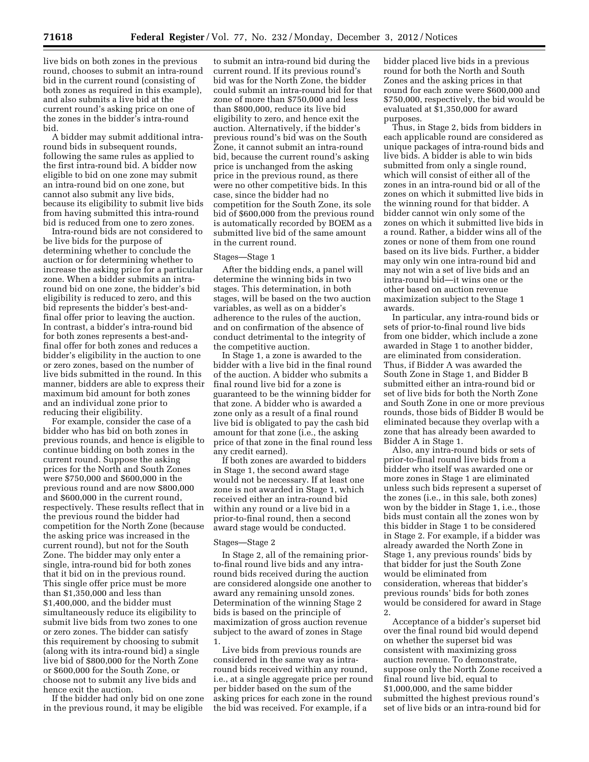live bids on both zones in the previous round, chooses to submit an intra-round bid in the current round (consisting of both zones as required in this example), and also submits a live bid at the current round's asking price on one of the zones in the bidder's intra-round bid.

A bidder may submit additional intra-round bids in subsequent rounds, following the same rules as applied to the first intra-round bid. A bidder now eligible to bid on one zone may submit an intra-round bid on one zone, but cannot also submit any live bids, because its eligibility to submit live bids from having submitted this intra-round bid is reduced from one to zero zones.

Intra-round bids are not considered to be live bids for the purpose of determining whether to conclude the auction or for determining whether to increase the asking price for a particular zone. When a bidder submits an intra-round bid on one zone, the bidder's bid eligibility is reduced to zero, and this bid represents the bidder's best-and-final offer prior to leaving the auction. In contrast, a bidder's intra-round bid for both zones represents a best-and-final offer for both zones and reduces a bidder's eligibility in the auction to one or zero zones, based on the number of live bids submitted in the round. In this manner, bidders are able to express their maximum bid amount for both zones and an individual zone prior to reducing their eligibility.

For example, consider the case of a bidder who has bid on both zones in previous rounds, and hence is eligible to continue bidding on both zones in the current round. Suppose the asking prices for the North and South Zones were $750,000 and $600,000 in the previous round and are now $800,000 and $600,000 in the current round, respectively. These results reflect that in the previous round the bidder had competition for the North Zone (because the asking price was increased in the current round), but not for the South Zone. The bidder may only enter a single, intra-round bid for both zones that it bid on in the previous round. This single offer price must be more than $1,350,000 and less than $1,400,000, and the bidder must simultaneously reduce its eligibility to submit live bids from two zones to one or zero zones. The bidder can satisfy this requirement by choosing to submit (along with its intra-round bid) a single live bid of $800,000 for the North Zone or $600,000 for the South Zone, or choose not to submit any live bids and hence exit the auction.

If the bidder had only bid on one zone in the previous round, it may be eligible to submit an intra-round bid during the current round. If its previous round's bid was for the North Zone, the bidder could submit an intra-round bid for that zone of more than $750,000 and less than $800,000, reduce its live bid eligibility to zero, and hence exit the auction. Alternatively, if the bidder's previous round's bid was on the South Zone, it cannot submit an intra-round bid, because the current round's asking price is unchanged from the asking price in the previous round, as there were no other competitive bids. In this case, since the bidder had no competition for the South Zone, its sole bid of $600,000 from the previous round is automatically recorded by BOEM as a submitted live bid of the same amount in the current round.

Stages—Stage 1

After the bidding ends, a panel will determine the winning bids in two stages. This determination, in both stages, will be based on the two auction variables, as well as on a bidder's adherence to the rules of the auction, and on confirmation of the absence of conduct detrimental to the integrity of the competitive auction.

In Stage 1, a zone is awarded to the bidder with a live bid in the final round of the auction. A bidder who submits a final round live bid for a zone is guaranteed to be the winning bidder for that zone. A bidder who is awarded a zone only as a result of a final round live bid is obligated to pay the cash bid amount for that zone (i.e., the asking price of that zone in the final round less any credit earned).

If both zones are awarded to bidders in Stage 1, the second award stage would not be necessary. If at least one zone is not awarded in Stage 1, which received either an intra-round bid within any round or a live bid in a prior-to-final round, then a second award stage would be conducted.

Stages—Stage 2

In Stage 2, all of the remaining prior-to-final round live bids and any intra-round bids received during the auction are considered alongside one another to award any remaining unsold zones. Determination of the winning Stage 2 bids is based on the principle of maximization of gross auction revenue subject to the award of zones in Stage 1.

Live bids from previous rounds are considered in the same way as intra-round bids received within any round, i.e., at a single aggregate price per round per bidder based on the sum of the asking prices for each zone in the round the bid was received. For example, if a bidder placed live bids in a previous round for both the North and South Zones and the asking prices in that round for each zone were $600,000 and $750,000, respectively, the bid would be evaluated at $1,350,000 for award purposes.

Thus, in Stage 2, bids from bidders in each applicable round are considered as unique packages of intra-round bids and live bids. A bidder is able to win bids submitted from only a single round, which will consist of either all of the zones in an intra-round bid or all of the zones on which it submitted live bids in the winning round for that bidder. A bidder cannot win only some of the zones on which it submitted live bids in a round. Rather, a bidder wins all of the zones or none of them from one round based on its live bids. Further, a bidder may only win one intra-round bid and may not win a set of live bids and an intra-round bid—it wins one or the other based on auction revenue maximization subject to the Stage 1 awards.

In particular, any intra-round bids or sets of prior-to-final round live bids from one bidder, which include a zone awarded in Stage 1 to another bidder, are eliminated from consideration. Thus, if Bidder A was awarded the South Zone in Stage 1, and Bidder B submitted either an intra-round bid or set of live bids for both the North Zone and South Zone in one or more previous rounds, those bids of Bidder B would be eliminated because they overlap with a zone that has already been awarded to Bidder A in Stage 1.

Also, any intra-round bids or sets of prior-to-final round live bids from a bidder who itself was awarded one or more zones in Stage 1 are eliminated unless such bids represent a superset of the zones (i.e., in this sale, both zones) won by the bidder in Stage 1, i.e., those bids must contain all the zones won by this bidder in Stage 1 to be considered in Stage 2. For example, if a bidder was already awarded the North Zone in Stage 1, any previous rounds' bids by that bidder for just the South Zone would be eliminated from consideration, whereas that bidder's previous rounds' bids for both zones would be considered for award in Stage 2.

Acceptance of a bidder's superset bid over the final round bid would depend on whether the superset bid was consistent with maximizing gross auction revenue. To demonstrate, suppose only the North Zone received a final round live bid, equal to $1,000,000, and the same bidder submitted the highest previous round's set of live bids or an intra-round bid for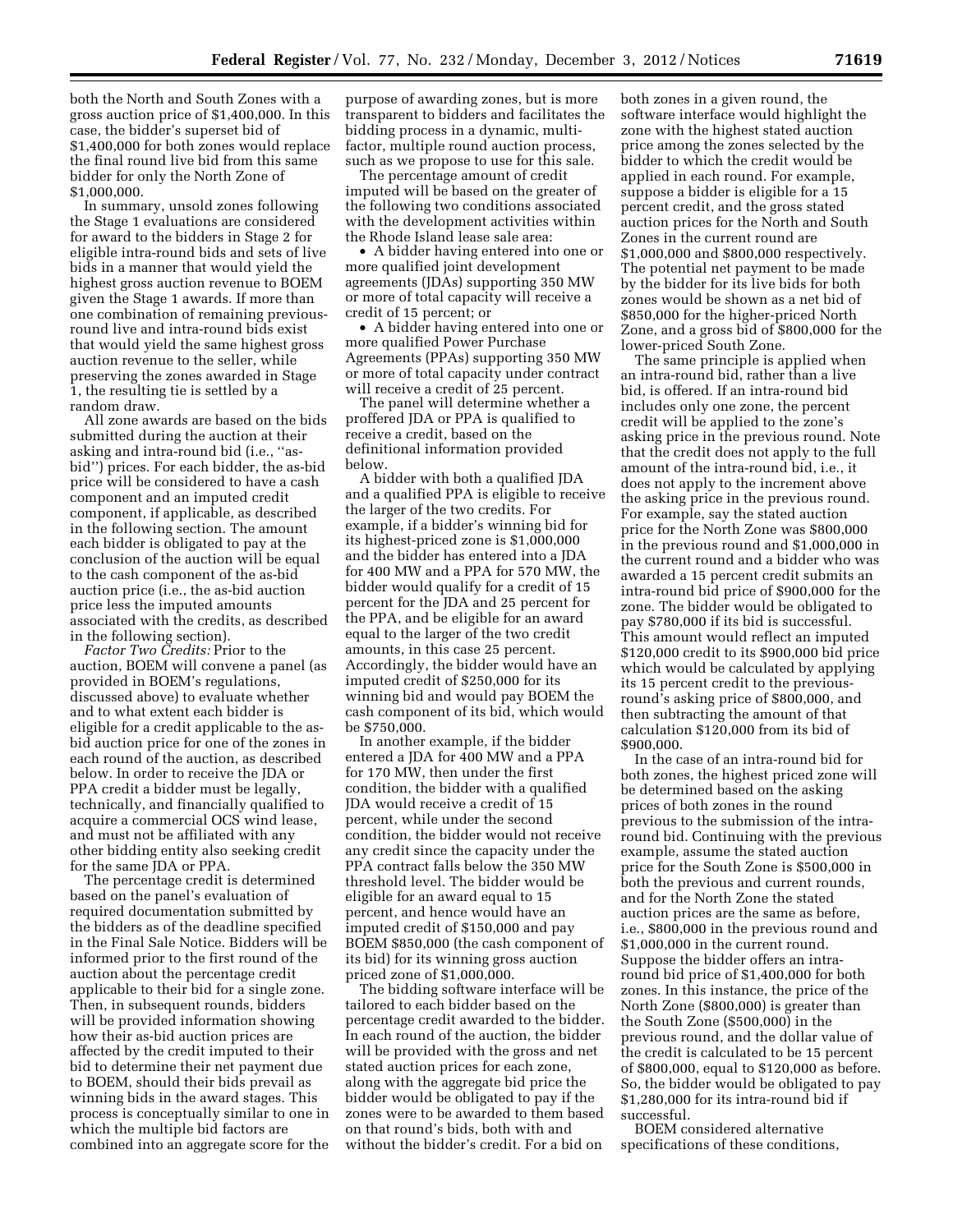both the North and South Zones with a gross auction price of $1,400,000. In this case, the bidder's superset bid of $1,400,000 for both zones would replace the final round live bid from this same bidder for only the North Zone of $1,000,000.

In summary, unsold zones following the Stage 1 evaluations are considered for award to the bidders in Stage 2 for eligible intra-round bids and sets of live bids in a manner that would yield the highest gross auction revenue to BOEM given the Stage 1 awards. If more than one combination of remaining previous-round live and intra-round bids exist that would yield the same highest gross auction revenue to the seller, while preserving the zones awarded in Stage 1, the resulting tie is settled by a random draw.

All zone awards are based on the bids submitted during the auction at their asking and intra-round bid (i.e., ''as-bid'') prices. For each bidder, the as-bid price will be considered to have a cash component and an imputed credit component, if applicable, as described in the following section. The amount each bidder is obligated to pay at the conclusion of the auction will be equal to the cash component of the as-bid auction price (i.e., the as-bid auction price less the imputed amounts associated with the credits, as described in the following section).

*Factor Two Credits:* Prior to the auction, BOEM will convene a panel (as provided in BOEM's regulations, discussed above) to evaluate whether and to what extent each bidder is eligible for a credit applicable to the as-bid auction price for one of the zones in each round of the auction, as described below. In order to receive the JDA or PPA credit a bidder must be legally, technically, and financially qualified to acquire a commercial OCS wind lease, and must not be affiliated with any other bidding entity also seeking credit for the same JDA or PPA.

The percentage credit is determined based on the panel's evaluation of required documentation submitted by the bidders as of the deadline specified in the Final Sale Notice. Bidders will be informed prior to the first round of the auction about the percentage credit applicable to their bid for a single zone. Then, in subsequent rounds, bidders will be provided information showing how their as-bid auction prices are affected by the credit imputed to their bid to determine their net payment due to BOEM, should their bids prevail as winning bids in the award stages. This process is conceptually similar to one in which the multiple bid factors are combined into an aggregate score for the purpose of awarding zones, but is more transparent to bidders and facilitates the bidding process in a dynamic, multi-factor, multiple round auction process, such as we propose to use for this sale.

The percentage amount of credit imputed will be based on the greater of the following two conditions associated with the development activities within the Rhode Island lease sale area:

- A bidder having entered into one or more qualified joint development agreements (JDAs) supporting 350 MW or more of total capacity will receive a credit of 15 percent; or
- A bidder having entered into one or more qualified Power Purchase Agreements (PPAs) supporting 350 MW or more of total capacity under contract will receive a credit of 25 percent.

The panel will determine whether a proffered JDA or PPA is qualified to receive a credit, based on the definitional information provided below.

A bidder with both a qualified JDA and a qualified PPA is eligible to receive the larger of the two credits. For example, if a bidder's winning bid for its highest-priced zone is $1,000,000 and the bidder has entered into a JDA for 400 MW and a PPA for 570 MW, the bidder would qualify for a credit of 15 percent for the JDA and 25 percent for the PPA, and be eligible for an award equal to the larger of the two credit amounts, in this case 25 percent. Accordingly, the bidder would have an imputed credit of $250,000 for its winning bid and would pay BOEM the cash component of its bid, which would be $750,000.

In another example, if the bidder entered a JDA for 400 MW and a PPA for 170 MW, then under the first condition, the bidder with a qualified JDA would receive a credit of 15 percent, while under the second condition, the bidder would not receive any credit since the capacity under the PPA contract falls below the 350 MW threshold level. The bidder would be eligible for an award equal to 15 percent, and hence would have an imputed credit of $150,000 and pay BOEM $850,000 (the cash component of its bid) for its winning gross auction priced zone of $1,000,000.

The bidding software interface will be tailored to each bidder based on the percentage credit awarded to the bidder. In each round of the auction, the bidder will be provided with the gross and net stated auction prices for each zone, along with the aggregate bid price the bidder would be obligated to pay if the zones were to be awarded to them based on that round's bids, both with and without the bidder's credit. For a bid on both zones in a given round, the software interface would highlight the zone with the highest stated auction price among the zones selected by the bidder to which the credit would be applied in each round. For example, suppose a bidder is eligible for a 15 percent credit, and the gross stated auction prices for the North and South Zones in the current round are $1,000,000 and $800,000 respectively. The potential net payment to be made by the bidder for its live bids for both zones would be shown as a net bid of $850,000 for the higher-priced North Zone, and a gross bid of $800,000 for the lower-priced South Zone.

The same principle is applied when an intra-round bid, rather than a live bid, is offered. If an intra-round bid includes only one zone, the percent credit will be applied to the zone's asking price in the previous round. Note that the credit does not apply to the full amount of the intra-round bid, i.e., it does not apply to the increment above the asking price in the previous round. For example, say the stated auction price for the North Zone was $800,000 in the previous round and $1,000,000 in the current round and a bidder who was awarded a 15 percent credit submits an intra-round bid price of $900,000 for the zone. The bidder would be obligated to pay $780,000 if its bid is successful. This amount would reflect an imputed $120,000 credit to its $900,000 bid price which would be calculated by applying its 15 percent credit to the previous-round's asking price of $800,000, and then subtracting the amount of that calculation $120,000 from its bid of $900,000.

In the case of an intra-round bid for both zones, the highest priced zone will be determined based on the asking prices of both zones in the round previous to the submission of the intra-round bid. Continuing with the previous example, assume the stated auction price for the South Zone is $500,000 in both the previous and current rounds, and for the North Zone the stated auction prices are the same as before, i.e., $800,000 in the previous round and $1,000,000 in the current round. Suppose the bidder offers an intra-round bid price of $1,400,000 for both zones. In this instance, the price of the North Zone ($800,000) is greater than the South Zone ($500,000) in the previous round, and the dollar value of the credit is calculated to be 15 percent of $800,000, equal to $120,000 as before. So, the bidder would be obligated to pay $1,280,000 for its intra-round bid if successful.

BOEM considered alternative specifications of these conditions,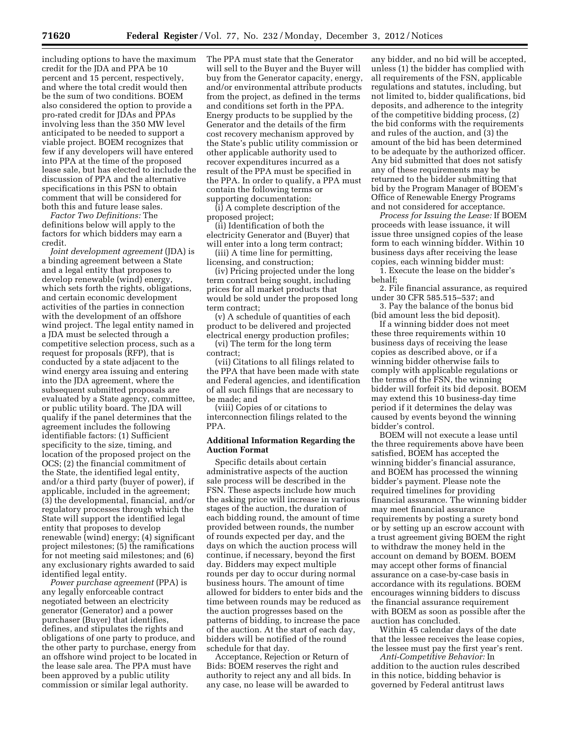including options to have the maximum credit for the JDA and PPA be 10 percent and 15 percent, respectively, and where the total credit would then be the sum of two conditions. BOEM also considered the option to provide a pro-rated credit for JDAs and PPAs involving less than the 350 MW level anticipated to be needed to support a viable project. BOEM recognizes that few if any developers will have entered into PPA at the time of the proposed lease sale, but has elected to include the discussion of PPA and the alternative specifications in this PSN to obtain comment that will be considered for both this and future lease sales.

*Factor Two Definitions:* The definitions below will apply to the factors for which bidders may earn a credit.

*Joint development agreement* (JDA) is a binding agreement between a State and a legal entity that proposes to develop renewable (wind) energy, which sets forth the rights, obligations, and certain economic development activities of the parties in connection with the development of an offshore wind project. The legal entity named in a JDA must be selected through a competitive selection process, such as a request for proposals (RFP), that is conducted by a state adjacent to the wind energy area issuing and entering into the JDA agreement, where the subsequent submitted proposals are evaluated by a State agency, committee, or public utility board. The JDA will qualify if the panel determines that the agreement includes the following identifiable factors: (1) Sufficient specificity to the size, timing, and location of the proposed project on the OCS; (2) the financial commitment of the State, the identified legal entity, and/or a third party (buyer of power), if applicable, included in the agreement; (3) the developmental, financial, and/or regulatory processes through which the State will support the identified legal entity that proposes to develop renewable (wind) energy; (4) significant project milestones; (5) the ramifications for not meeting said milestones; and (6) any exclusionary rights awarded to said identified legal entity.

*Power purchase agreement* (PPA) is any legally enforceable contract negotiated between an electricity generator (Generator) and a power purchaser (Buyer) that identifies, defines, and stipulates the rights and obligations of one party to produce, and the other party to purchase, energy from an offshore wind project to be located in the lease sale area. The PPA must have been approved by a public utility commission or similar legal authority. The PPA must state that the Generator will sell to the Buyer and the Buyer will buy from the Generator capacity, energy, and/or environmental attribute products from the project, as defined in the terms and conditions set forth in the PPA. Energy products to be supplied by the Generator and the details of the firm cost recovery mechanism approved by the State's public utility commission or other applicable authority used to recover expenditures incurred as a result of the PPA must be specified in the PPA. In order to qualify, a PPA must contain the following terms or supporting documentation:

(i) A complete description of the proposed project;

(ii) Identification of both the electricity Generator and (Buyer) that will enter into a long term contract;

(iii) A time line for permitting, licensing, and construction;

(iv) Pricing projected under the long term contract being sought, including prices for all market products that would be sold under the proposed long term contract;

(v) A schedule of quantities of each product to be delivered and projected electrical energy production profiles;

(vi) The term for the long term contract;

(vii) Citations to all filings related to the PPA that have been made with state and Federal agencies, and identification of all such filings that are necessary to be made; and

(viii) Copies of or citations to interconnection filings related to the PPA.

## Additional Information Regarding the Auction Format

Specific details about certain administrative aspects of the auction sale process will be described in the FSN. These aspects include how much the asking price will increase in various stages of the auction, the duration of each bidding round, the amount of time provided between rounds, the number of rounds expected per day, and the days on which the auction process will continue, if necessary, beyond the first day. Bidders may expect multiple rounds per day to occur during normal business hours. The amount of time allowed for bidders to enter bids and the time between rounds may be reduced as the auction progresses based on the patterns of bidding, to increase the pace of the auction. At the start of each day, bidders will be notified of the round schedule for that day.

Acceptance, Rejection or Return of Bids: BOEM reserves the right and authority to reject any and all bids. In any case, no lease will be awarded to any bidder, and no bid will be accepted, unless (1) the bidder has complied with all requirements of the FSN, applicable regulations and statutes, including, but not limited to, bidder qualifications, bid deposits, and adherence to the integrity of the competitive bidding process, (2) the bid conforms with the requirements and rules of the auction, and (3) the amount of the bid has been determined to be adequate by the authorized officer. Any bid submitted that does not satisfy any of these requirements may be returned to the bidder submitting that bid by the Program Manager of BOEM's Office of Renewable Energy Programs and not considered for acceptance.

*Process for Issuing the Lease:* If BOEM proceeds with lease issuance, it will issue three unsigned copies of the lease form to each winning bidder. Within 10 business days after receiving the lease copies, each winning bidder must:

1. Execute the lease on the bidder's behalf;

2. File financial assurance, as required under 30 CFR 585.515–537; and

3. Pay the balance of the bonus bid (bid amount less the bid deposit).

If a winning bidder does not meet these three requirements within 10 business days of receiving the lease copies as described above, or if a winning bidder otherwise fails to comply with applicable regulations or the terms of the FSN, the winning bidder will forfeit its bid deposit. BOEM may extend this 10 business-day time period if it determines the delay was caused by events beyond the winning bidder's control.

BOEM will not execute a lease until the three requirements above have been satisfied, BOEM has accepted the winning bidder's financial assurance, and BOEM has processed the winning bidder's payment. Please note the required timelines for providing financial assurance. The winning bidder may meet financial assurance requirements by posting a surety bond or by setting up an escrow account with a trust agreement giving BOEM the right to withdraw the money held in the account on demand by BOEM. BOEM may accept other forms of financial assurance on a case-by-case basis in accordance with its regulations. BOEM encourages winning bidders to discuss the financial assurance requirement with BOEM as soon as possible after the auction has concluded.

Within 45 calendar days of the date that the lessee receives the lease copies, the lessee must pay the first year's rent.

*Anti-Competitive Behavior:* In addition to the auction rules described in this notice, bidding behavior is governed by Federal antitrust laws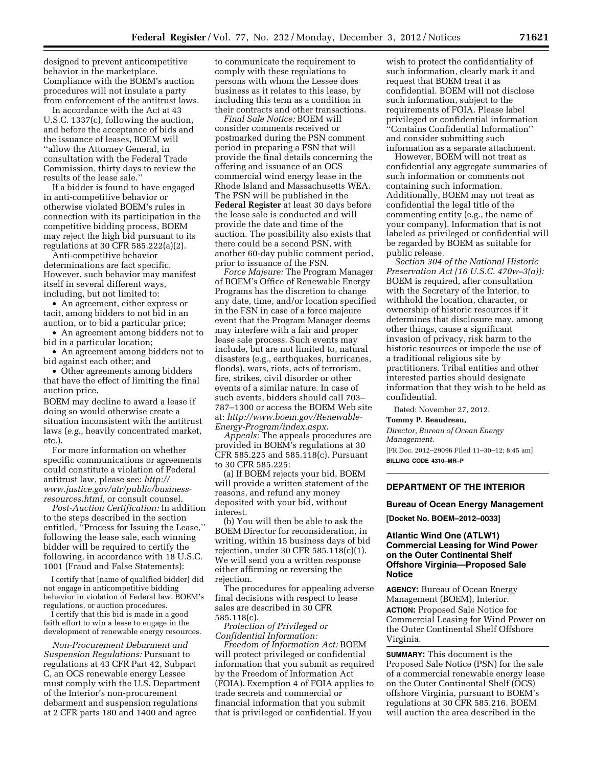designed to prevent anticompetitive behavior in the marketplace. Compliance with the BOEM's auction procedures will not insulate a party from enforcement of the antitrust laws.

In accordance with the Act at 43 U.S.C. 1337(c), following the auction, and before the acceptance of bids and the issuance of leases, BOEM will ''allow the Attorney General, in consultation with the Federal Trade Commission, thirty days to review the results of the lease sale.''

If a bidder is found to have engaged in anti-competitive behavior or otherwise violated BOEM's rules in connection with its participation in the competitive bidding process, BOEM may reject the high bid pursuant to its regulations at 30 CFR 585.222(a)(2).

Anti-competitive behavior determinations are fact specific. However, such behavior may manifest itself in several different ways, including, but not limited to:

- An agreement, either express or tacit, among bidders to not bid in an auction, or to bid a particular price;
- An agreement among bidders not to bid in a particular location;
- An agreement among bidders not to bid against each other; and
- Other agreements among bidders that have the effect of limiting the final auction price.

BOEM may decline to award a lease if doing so would otherwise create a situation inconsistent with the antitrust laws (*e.g.,* heavily concentrated market, etc.).

For more information on whether specific communications or agreements could constitute a violation of Federal antitrust law, please see: *http://www.justice.gov/atr/public/business-resources.html,* or consult counsel.

*Post-Auction Certification:* In addition to the steps described in the section entitled, ''Process for Issuing the Lease,'' following the lease sale, each winning bidder will be required to certify the following, in accordance with 18 U.S.C. 1001 (Fraud and False Statements):

I certify that [name of qualified bidder] did not engage in anticompetitive bidding behavior in violation of Federal law, BOEM's regulations, or auction procedures.

I certify that this bid is made in a good faith effort to win a lease to engage in the development of renewable energy resources.

*Non-Procurement Debarment and Suspension Regulations:* Pursuant to regulations at 43 CFR Part 42, Subpart C, an OCS renewable energy Lessee must comply with the U.S. Department of the Interior's non-procurement debarment and suspension regulations at 2 CFR parts 180 and 1400 and agree to communicate the requirement to comply with these regulations to persons with whom the Lessee does business as it relates to this lease, by including this term as a condition in their contracts and other transactions.

*Final Sale Notice:* BOEM will consider comments received or postmarked during the PSN comment period in preparing a FSN that will provide the final details concerning the offering and issuance of an OCS commercial wind energy lease in the Rhode Island and Massachusetts WEA. The FSN will be published in the **Federal Register** at least 30 days before the lease sale is conducted and will provide the date and time of the auction. The possibility also exists that there could be a second PSN, with another 60-day public comment period, prior to issuance of the FSN.

*Force Majeure:* The Program Manager of BOEM's Office of Renewable Energy Programs has the discretion to change any date, time, and/or location specified in the FSN in case of a force majeure event that the Program Manager deems may interfere with a fair and proper lease sale process. Such events may include, but are not limited to, natural disasters (e.g., earthquakes, hurricanes, floods), wars, riots, acts of terrorism, fire, strikes, civil disorder or other events of a similar nature. In case of such events, bidders should call 703–787–1300 or access the BOEM Web site at: *http://www.boem.gov/Renewable-Energy-Program/index.aspx.*

*Appeals:* The appeals procedures are provided in BOEM's regulations at 30 CFR 585.225 and 585.118(c). Pursuant to 30 CFR 585.225:

(a) If BOEM rejects your bid, BOEM will provide a written statement of the reasons, and refund any money deposited with your bid, without interest.

(b) You will then be able to ask the BOEM Director for reconsideration, in writing, within 15 business days of bid rejection, under 30 CFR 585.118(c)(1). We will send you a written response either affirming or reversing the rejection.

The procedures for appealing adverse final decisions with respect to lease sales are described in 30 CFR 585.118(c).

*Protection of Privileged or Confidential Information:*

*Freedom of Information Act:* BOEM will protect privileged or confidential information that you submit as required by the Freedom of Information Act (FOIA). Exemption 4 of FOIA applies to trade secrets and commercial or financial information that you submit that is privileged or confidential. If you wish to protect the confidentiality of such information, clearly mark it and request that BOEM treat it as confidential. BOEM will not disclose such information, subject to the requirements of FOIA. Please label privileged or confidential information ''Contains Confidential Information'' and consider submitting such information as a separate attachment.

However, BOEM will not treat as confidential any aggregate summaries of such information or comments not containing such information. Additionally, BOEM may not treat as confidential the legal title of the commenting entity (e.g., the name of your company). Information that is not labeled as privileged or confidential will be regarded by BOEM as suitable for public release.

*Section 304 of the National Historic Preservation Act (16 U.S.C. 470w–3(a)):* BOEM is required, after consultation with the Secretary of the Interior, to withhold the location, character, or ownership of historic resources if it determines that disclosure may, among other things, cause a significant invasion of privacy, risk harm to the historic resources or impede the use of a traditional religious site by practitioners. Tribal entities and other interested parties should designate information that they wish to be held as confidential.

Dated: November 27, 2012.

**Tommy P. Beaudreau,**

*Director, Bureau of Ocean Energy Management.*

[FR Doc. 2012–29096 Filed 11–30–12; 8:45 am]

**BILLING CODE 4310–MR–P**

---

## DEPARTMENT OF THE INTERIOR

### Bureau of Ocean Energy Management

**[Docket No. BOEM–2012–0033]**

### Atlantic Wind One (ATLW1) Commercial Leasing for Wind Power on the Outer Continental Shelf Offshore Virginia—Proposed Sale Notice

**AGENCY:** Bureau of Ocean Energy Management (BOEM), Interior.

**ACTION:** Proposed Sale Notice for Commercial Leasing for Wind Power on the Outer Continental Shelf Offshore Virginia.

**SUMMARY:** This document is the Proposed Sale Notice (PSN) for the sale of a commercial renewable energy lease on the Outer Continental Shelf (OCS) offshore Virginia, pursuant to BOEM's regulations at 30 CFR 585.216. BOEM will auction the area described in the